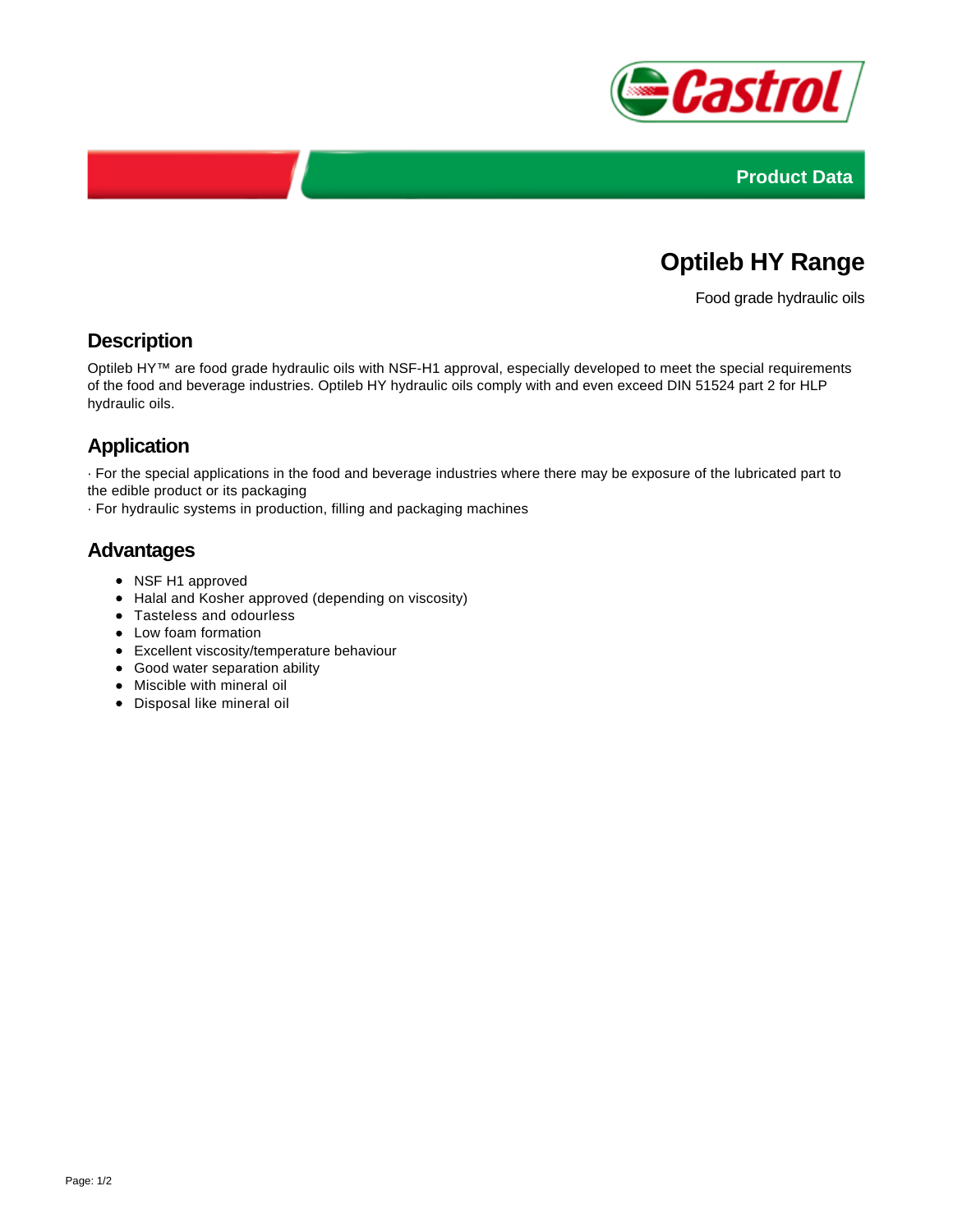Product Data

# Optileb HY Range

Food grade hydraulic oils

## Description

Optileb HY™ are food grade hydraulic oils with NSF-H1 approval, especially developed to meet the special requirements of the food and beverage industries. Optileb HY hydraulic oils comply with and even exceed DIN 51524 part 2 for HLP hydraulic oils.

## Application

· For the special applications in the food and beverage industries where there may be exposure of the lubricated part to the edible product or its packaging
· For hydraulic systems in production, filling and packaging machines

## Advantages

- NSF H1 approved
- Halal and Kosher approved (depending on viscosity)
- Tasteless and odourless
- Low foam formation
- Excellent viscosity/temperature behaviour
- Good water separation ability
- Miscible with mineral oil
- Disposal like mineral oil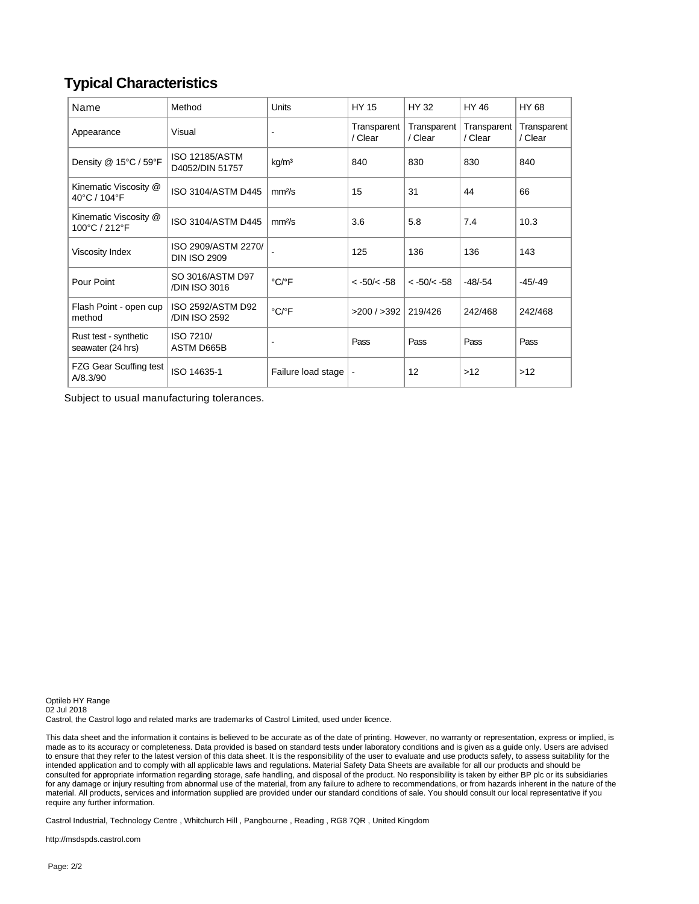## Typical Characteristics

| Name | Method | Units | HY 15 | HY 32 | HY 46 | HY 68 |
|---|---|---|---|---|---|---|
| Appearance | Visual | - | Transparent / Clear | Transparent / Clear | Transparent / Clear | Transparent / Clear |
| Density @ 15°C / 59°F | ISO 12185/ASTM D4052/DIN 51757 | kg/m³ | 840 | 830 | 830 | 840 |
| Kinematic Viscosity @ 40°C / 104°F | ISO 3104/ASTM D445 | mm²/s | 15 | 31 | 44 | 66 |
| Kinematic Viscosity @ 100°C / 212°F | ISO 3104/ASTM D445 | mm²/s | 3.6 | 5.8 | 7.4 | 10.3 |
| Viscosity Index | ISO 2909/ASTM 2270/ DIN ISO 2909 | - | 125 | 136 | 136 | 143 |
| Pour Point | SO 3016/ASTM D97 /DIN ISO 3016 | °C/°F | < -50/< -58 | < -50/< -58 | -48/-54 | -45/-49 |
| Flash Point - open cup method | ISO 2592/ASTM D92 /DIN ISO 2592 | °C/°F | >200 / >392 | 219/426 | 242/468 | 242/468 |
| Rust test - synthetic seawater (24 hrs) | ISO 7210/ ASTM D665B | - | Pass | Pass | Pass | Pass |
| FZG Gear Scuffing test A/8.3/90 | ISO 14635-1 | Failure load stage | - | 12 | >12 | >12 |

Subject to usual manufacturing tolerances.

Optileb HY Range
02 Jul 2018
Castrol, the Castrol logo and related marks are trademarks of Castrol Limited, used under licence.

This data sheet and the information it contains is believed to be accurate as of the date of printing. However, no warranty or representation, express or implied, is made as to its accuracy or completeness. Data provided is based on standard tests under laboratory conditions and is given as a guide only. Users are advised to ensure that they refer to the latest version of this data sheet. It is the responsibility of the user to evaluate and use products safely, to assess suitability for the intended application and to comply with all applicable laws and regulations. Material Safety Data Sheets are available for all our products and should be consulted for appropriate information regarding storage, safe handling, and disposal of the product. No responsibility is taken by either BP plc or its subsidiaries for any damage or injury resulting from abnormal use of the material, from any failure to adhere to recommendations, or from hazards inherent in the nature of the material. All products, services and information supplied are provided under our standard conditions of sale. You should consult our local representative if you require any further information.

Castrol Industrial, Technology Centre , Whitchurch Hill , Pangbourne , Reading , RG8 7QR , United Kingdom

http://msdspds.castrol.com